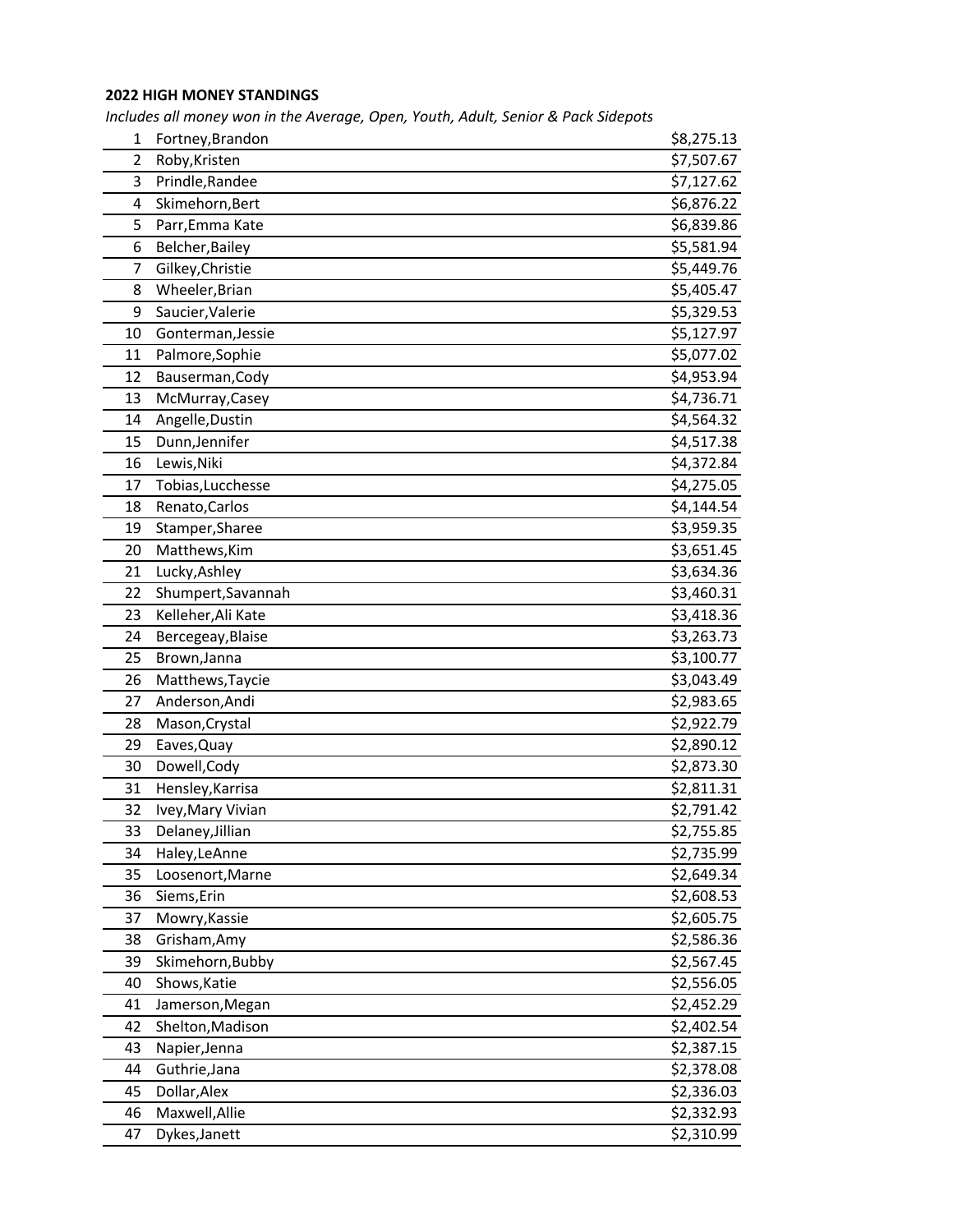**2022 HIGH MONEY STANDINGS**

*Includes all money won in the Average, Open, Youth, Adult, Senior & Pack Sidepots*

| | | |
|---|---|---|
| 1 | Fortney,Brandon | $8,275.13 |
| 2 | Roby,Kristen | $7,507.67 |
| 3 | Prindle,Randee | $7,127.62 |
| 4 | Skimehorn,Bert | $6,876.22 |
| 5 | Parr,Emma Kate | $6,839.86 |
| 6 | Belcher,Bailey | $5,581.94 |
| 7 | Gilkey,Christie | $5,449.76 |
| 8 | Wheeler,Brian | $5,405.47 |
| 9 | Saucier,Valerie | $5,329.53 |
| 10 | Gonterman,Jessie | $5,127.97 |
| 11 | Palmore,Sophie | $5,077.02 |
| 12 | Bauserman,Cody | $4,953.94 |
| 13 | McMurray,Casey | $4,736.71 |
| 14 | Angelle,Dustin | $4,564.32 |
| 15 | Dunn,Jennifer | $4,517.38 |
| 16 | Lewis,Niki | $4,372.84 |
| 17 | Tobias,Lucchesse | $4,275.05 |
| 18 | Renato,Carlos | $4,144.54 |
| 19 | Stamper,Sharee | $3,959.35 |
| 20 | Matthews,Kim | $3,651.45 |
| 21 | Lucky,Ashley | $3,634.36 |
| 22 | Shumpert,Savannah | $3,460.31 |
| 23 | Kelleher,Ali Kate | $3,418.36 |
| 24 | Bercegeay,Blaise | $3,263.73 |
| 25 | Brown,Janna | $3,100.77 |
| 26 | Matthews,Taycie | $3,043.49 |
| 27 | Anderson,Andi | $2,983.65 |
| 28 | Mason,Crystal | $2,922.79 |
| 29 | Eaves,Quay | $2,890.12 |
| 30 | Dowell,Cody | $2,873.30 |
| 31 | Hensley,Karrisa | $2,811.31 |
| 32 | Ivey,Mary Vivian | $2,791.42 |
| 33 | Delaney,Jillian | $2,755.85 |
| 34 | Haley,LeAnne | $2,735.99 |
| 35 | Loosenort,Marne | $2,649.34 |
| 36 | Siems,Erin | $2,608.53 |
| 37 | Mowry,Kassie | $2,605.75 |
| 38 | Grisham,Amy | $2,586.36 |
| 39 | Skimehorn,Bubby | $2,567.45 |
| 40 | Shows,Katie | $2,556.05 |
| 41 | Jamerson,Megan | $2,452.29 |
| 42 | Shelton,Madison | $2,402.54 |
| 43 | Napier,Jenna | $2,387.15 |
| 44 | Guthrie,Jana | $2,378.08 |
| 45 | Dollar,Alex | $2,336.03 |
| 46 | Maxwell,Allie | $2,332.93 |
| 47 | Dykes,Janett | $2,310.99 |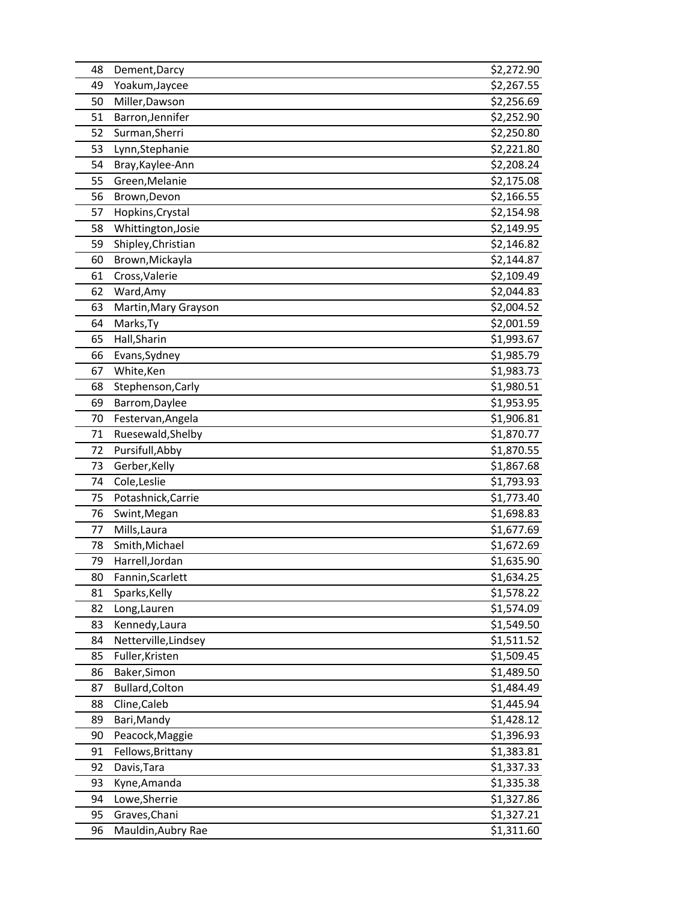| | | |
|---|---|---|
| 48 | Dement,Darcy | $2,272.90 |
| 49 | Yoakum,Jaycee | $2,267.55 |
| 50 | Miller,Dawson | $2,256.69 |
| 51 | Barron,Jennifer | $2,252.90 |
| 52 | Surman,Sherri | $2,250.80 |
| 53 | Lynn,Stephanie | $2,221.80 |
| 54 | Bray,Kaylee-Ann | $2,208.24 |
| 55 | Green,Melanie | $2,175.08 |
| 56 | Brown,Devon | $2,166.55 |
| 57 | Hopkins,Crystal | $2,154.98 |
| 58 | Whittington,Josie | $2,149.95 |
| 59 | Shipley,Christian | $2,146.82 |
| 60 | Brown,Mickayla | $2,144.87 |
| 61 | Cross,Valerie | $2,109.49 |
| 62 | Ward,Amy | $2,044.83 |
| 63 | Martin,Mary Grayson | $2,004.52 |
| 64 | Marks,Ty | $2,001.59 |
| 65 | Hall,Sharin | $1,993.67 |
| 66 | Evans,Sydney | $1,985.79 |
| 67 | White,Ken | $1,983.73 |
| 68 | Stephenson,Carly | $1,980.51 |
| 69 | Barrom,Daylee | $1,953.95 |
| 70 | Festervan,Angela | $1,906.81 |
| 71 | Ruesewald,Shelby | $1,870.77 |
| 72 | Pursifull,Abby | $1,870.55 |
| 73 | Gerber,Kelly | $1,867.68 |
| 74 | Cole,Leslie | $1,793.93 |
| 75 | Potashnick,Carrie | $1,773.40 |
| 76 | Swint,Megan | $1,698.83 |
| 77 | Mills,Laura | $1,677.69 |
| 78 | Smith,Michael | $1,672.69 |
| 79 | Harrell,Jordan | $1,635.90 |
| 80 | Fannin,Scarlett | $1,634.25 |
| 81 | Sparks,Kelly | $1,578.22 |
| 82 | Long,Lauren | $1,574.09 |
| 83 | Kennedy,Laura | $1,549.50 |
| 84 | Netterville,Lindsey | $1,511.52 |
| 85 | Fuller,Kristen | $1,509.45 |
| 86 | Baker,Simon | $1,489.50 |
| 87 | Bullard,Colton | $1,484.49 |
| 88 | Cline,Caleb | $1,445.94 |
| 89 | Bari,Mandy | $1,428.12 |
| 90 | Peacock,Maggie | $1,396.93 |
| 91 | Fellows,Brittany | $1,383.81 |
| 92 | Davis,Tara | $1,337.33 |
| 93 | Kyne,Amanda | $1,335.38 |
| 94 | Lowe,Sherrie | $1,327.86 |
| 95 | Graves,Chani | $1,327.21 |
| 96 | Mauldin,Aubry Rae | $1,311.60 |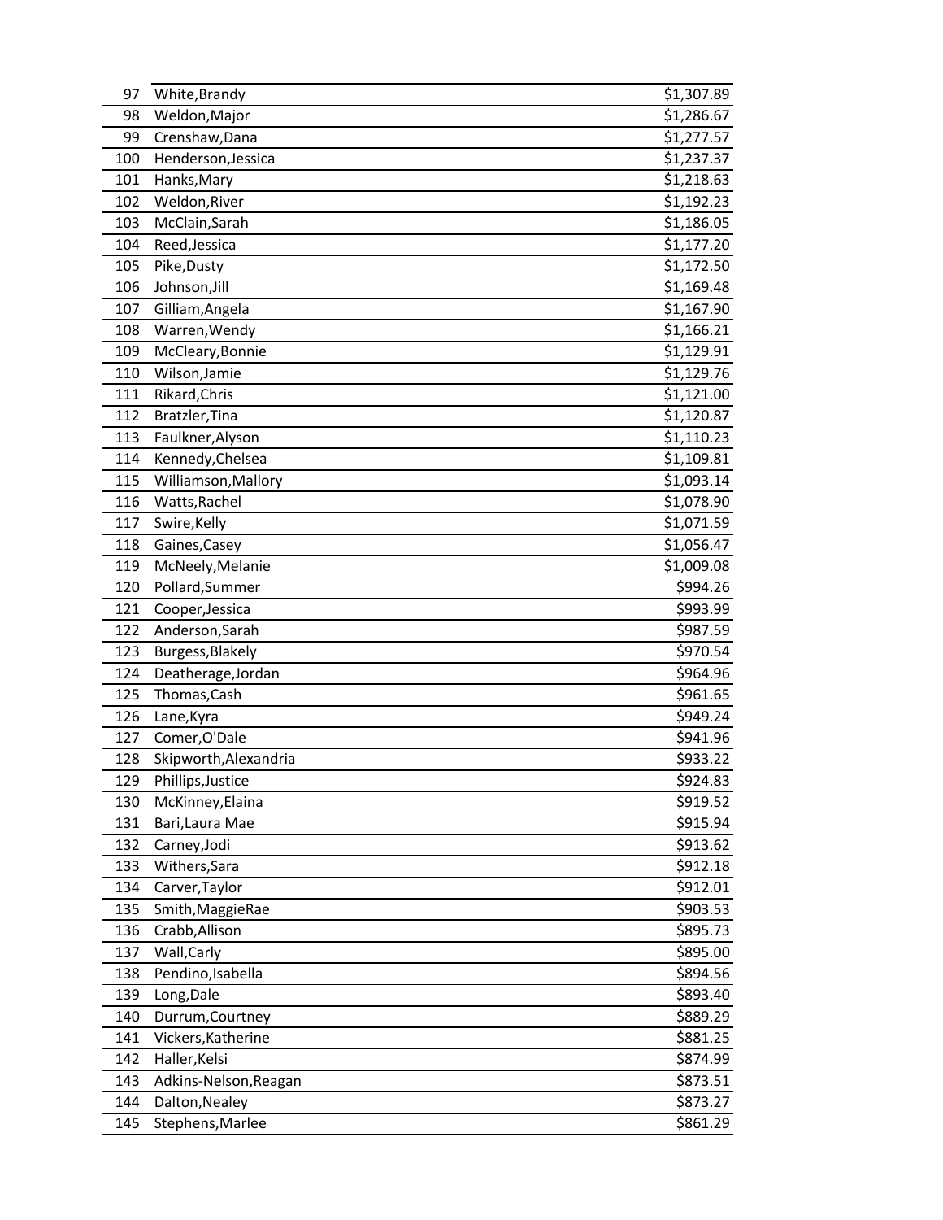| | | |
|---|---|---|
| 97 | White,Brandy | $1,307.89 |
| 98 | Weldon,Major | $1,286.67 |
| 99 | Crenshaw,Dana | $1,277.57 |
| 100 | Henderson,Jessica | $1,237.37 |
| 101 | Hanks,Mary | $1,218.63 |
| 102 | Weldon,River | $1,192.23 |
| 103 | McClain,Sarah | $1,186.05 |
| 104 | Reed,Jessica | $1,177.20 |
| 105 | Pike,Dusty | $1,172.50 |
| 106 | Johnson,Jill | $1,169.48 |
| 107 | Gilliam,Angela | $1,167.90 |
| 108 | Warren,Wendy | $1,166.21 |
| 109 | McCleary,Bonnie | $1,129.91 |
| 110 | Wilson,Jamie | $1,129.76 |
| 111 | Rikard,Chris | $1,121.00 |
| 112 | Bratzler,Tina | $1,120.87 |
| 113 | Faulkner,Alyson | $1,110.23 |
| 114 | Kennedy,Chelsea | $1,109.81 |
| 115 | Williamson,Mallory | $1,093.14 |
| 116 | Watts,Rachel | $1,078.90 |
| 117 | Swire,Kelly | $1,071.59 |
| 118 | Gaines,Casey | $1,056.47 |
| 119 | McNeely,Melanie | $1,009.08 |
| 120 | Pollard,Summer | $994.26 |
| 121 | Cooper,Jessica | $993.99 |
| 122 | Anderson,Sarah | $987.59 |
| 123 | Burgess,Blakely | $970.54 |
| 124 | Deatherage,Jordan | $964.96 |
| 125 | Thomas,Cash | $961.65 |
| 126 | Lane,Kyra | $949.24 |
| 127 | Comer,O'Dale | $941.96 |
| 128 | Skipworth,Alexandria | $933.22 |
| 129 | Phillips,Justice | $924.83 |
| 130 | McKinney,Elaina | $919.52 |
| 131 | Bari,Laura Mae | $915.94 |
| 132 | Carney,Jodi | $913.62 |
| 133 | Withers,Sara | $912.18 |
| 134 | Carver,Taylor | $912.01 |
| 135 | Smith,MaggieRae | $903.53 |
| 136 | Crabb,Allison | $895.73 |
| 137 | Wall,Carly | $895.00 |
| 138 | Pendino,Isabella | $894.56 |
| 139 | Long,Dale | $893.40 |
| 140 | Durrum,Courtney | $889.29 |
| 141 | Vickers,Katherine | $881.25 |
| 142 | Haller,Kelsi | $874.99 |
| 143 | Adkins-Nelson,Reagan | $873.51 |
| 144 | Dalton,Nealey | $873.27 |
| 145 | Stephens,Marlee | $861.29 |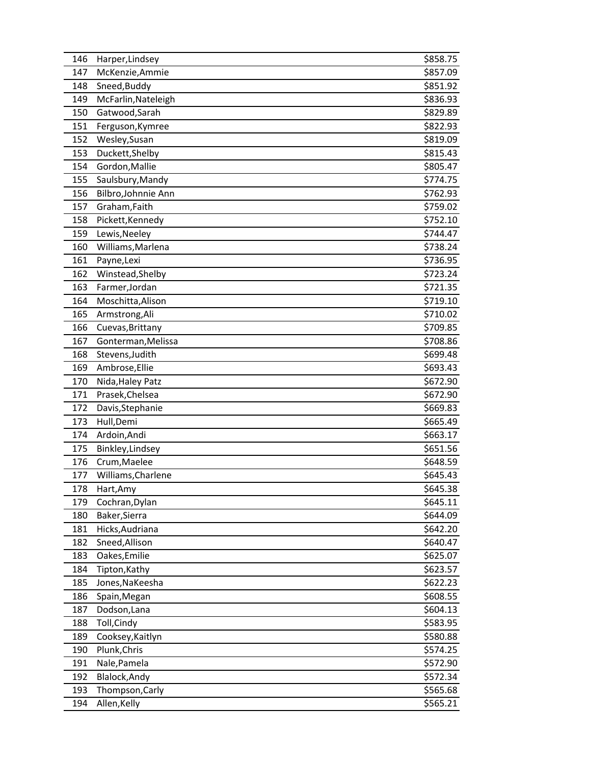| | | |
|---|---|---|
| 146 | Harper,Lindsey | $858.75 |
| 147 | McKenzie,Ammie | $857.09 |
| 148 | Sneed,Buddy | $851.92 |
| 149 | McFarlin,Nateleigh | $836.93 |
| 150 | Gatwood,Sarah | $829.89 |
| 151 | Ferguson,Kymree | $822.93 |
| 152 | Wesley,Susan | $819.09 |
| 153 | Duckett,Shelby | $815.43 |
| 154 | Gordon,Mallie | $805.47 |
| 155 | Saulsbury,Mandy | $774.75 |
| 156 | Bilbro,Johnnie Ann | $762.93 |
| 157 | Graham,Faith | $759.02 |
| 158 | Pickett,Kennedy | $752.10 |
| 159 | Lewis,Neeley | $744.47 |
| 160 | Williams,Marlena | $738.24 |
| 161 | Payne,Lexi | $736.95 |
| 162 | Winstead,Shelby | $723.24 |
| 163 | Farmer,Jordan | $721.35 |
| 164 | Moschitta,Alison | $719.10 |
| 165 | Armstrong,Ali | $710.02 |
| 166 | Cuevas,Brittany | $709.85 |
| 167 | Gonterman,Melissa | $708.86 |
| 168 | Stevens,Judith | $699.48 |
| 169 | Ambrose,Ellie | $693.43 |
| 170 | Nida,Haley Patz | $672.90 |
| 171 | Prasek,Chelsea | $672.90 |
| 172 | Davis,Stephanie | $669.83 |
| 173 | Hull,Demi | $665.49 |
| 174 | Ardoin,Andi | $663.17 |
| 175 | Binkley,Lindsey | $651.56 |
| 176 | Crum,Maelee | $648.59 |
| 177 | Williams,Charlene | $645.43 |
| 178 | Hart,Amy | $645.38 |
| 179 | Cochran,Dylan | $645.11 |
| 180 | Baker,Sierra | $644.09 |
| 181 | Hicks,Audriana | $642.20 |
| 182 | Sneed,Allison | $640.47 |
| 183 | Oakes,Emilie | $625.07 |
| 184 | Tipton,Kathy | $623.57 |
| 185 | Jones,NaKeesha | $622.23 |
| 186 | Spain,Megan | $608.55 |
| 187 | Dodson,Lana | $604.13 |
| 188 | Toll,Cindy | $583.95 |
| 189 | Cooksey,Kaitlyn | $580.88 |
| 190 | Plunk,Chris | $574.25 |
| 191 | Nale,Pamela | $572.90 |
| 192 | Blalock,Andy | $572.34 |
| 193 | Thompson,Carly | $565.68 |
| 194 | Allen,Kelly | $565.21 |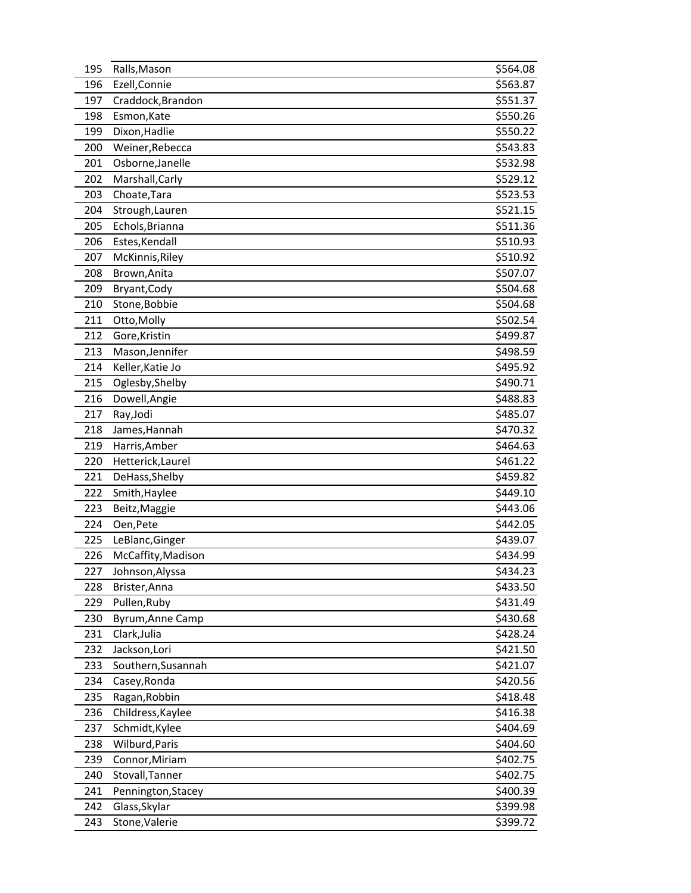| | | |
|---|---|---|
| 195 | Ralls,Mason | $564.08 |
| 196 | Ezell,Connie | $563.87 |
| 197 | Craddock,Brandon | $551.37 |
| 198 | Esmon,Kate | $550.26 |
| 199 | Dixon,Hadlie | $550.22 |
| 200 | Weiner,Rebecca | $543.83 |
| 201 | Osborne,Janelle | $532.98 |
| 202 | Marshall,Carly | $529.12 |
| 203 | Choate,Tara | $523.53 |
| 204 | Strough,Lauren | $521.15 |
| 205 | Echols,Brianna | $511.36 |
| 206 | Estes,Kendall | $510.93 |
| 207 | McKinnis,Riley | $510.92 |
| 208 | Brown,Anita | $507.07 |
| 209 | Bryant,Cody | $504.68 |
| 210 | Stone,Bobbie | $504.68 |
| 211 | Otto,Molly | $502.54 |
| 212 | Gore,Kristin | $499.87 |
| 213 | Mason,Jennifer | $498.59 |
| 214 | Keller,Katie Jo | $495.92 |
| 215 | Oglesby,Shelby | $490.71 |
| 216 | Dowell,Angie | $488.83 |
| 217 | Ray,Jodi | $485.07 |
| 218 | James,Hannah | $470.32 |
| 219 | Harris,Amber | $464.63 |
| 220 | Hetterick,Laurel | $461.22 |
| 221 | DeHass,Shelby | $459.82 |
| 222 | Smith,Haylee | $449.10 |
| 223 | Beitz,Maggie | $443.06 |
| 224 | Oen,Pete | $442.05 |
| 225 | LeBlanc,Ginger | $439.07 |
| 226 | McCaffity,Madison | $434.99 |
| 227 | Johnson,Alyssa | $434.23 |
| 228 | Brister,Anna | $433.50 |
| 229 | Pullen,Ruby | $431.49 |
| 230 | Byrum,Anne Camp | $430.68 |
| 231 | Clark,Julia | $428.24 |
| 232 | Jackson,Lori | $421.50 |
| 233 | Southern,Susannah | $421.07 |
| 234 | Casey,Ronda | $420.56 |
| 235 | Ragan,Robbin | $418.48 |
| 236 | Childress,Kaylee | $416.38 |
| 237 | Schmidt,Kylee | $404.69 |
| 238 | Wilburd,Paris | $404.60 |
| 239 | Connor,Miriam | $402.75 |
| 240 | Stovall,Tanner | $402.75 |
| 241 | Pennington,Stacey | $400.39 |
| 242 | Glass,Skylar | $399.98 |
| 243 | Stone,Valerie | $399.72 |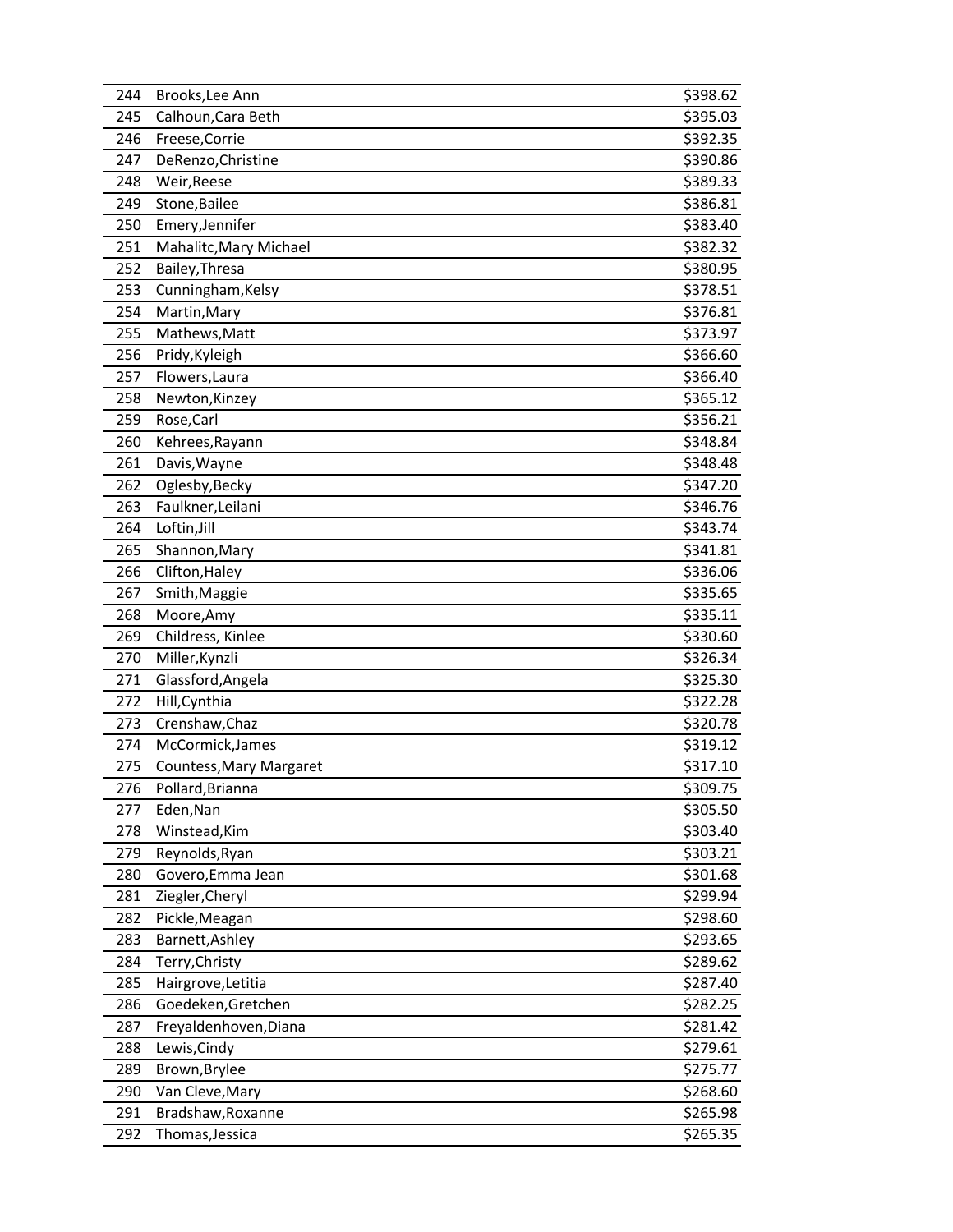| | | |
|---|---|---|
| 244 | Brooks,Lee Ann | $398.62 |
| 245 | Calhoun,Cara Beth | $395.03 |
| 246 | Freese,Corrie | $392.35 |
| 247 | DeRenzo,Christine | $390.86 |
| 248 | Weir,Reese | $389.33 |
| 249 | Stone,Bailee | $386.81 |
| 250 | Emery,Jennifer | $383.40 |
| 251 | Mahalitc,Mary Michael | $382.32 |
| 252 | Bailey,Thresa | $380.95 |
| 253 | Cunningham,Kelsy | $378.51 |
| 254 | Martin,Mary | $376.81 |
| 255 | Mathews,Matt | $373.97 |
| 256 | Pridy,Kyleigh | $366.60 |
| 257 | Flowers,Laura | $366.40 |
| 258 | Newton,Kinzey | $365.12 |
| 259 | Rose,Carl | $356.21 |
| 260 | Kehrees,Rayann | $348.84 |
| 261 | Davis,Wayne | $348.48 |
| 262 | Oglesby,Becky | $347.20 |
| 263 | Faulkner,Leilani | $346.76 |
| 264 | Loftin,Jill | $343.74 |
| 265 | Shannon,Mary | $341.81 |
| 266 | Clifton,Haley | $336.06 |
| 267 | Smith,Maggie | $335.65 |
| 268 | Moore,Amy | $335.11 |
| 269 | Childress, Kinlee | $330.60 |
| 270 | Miller,Kynzli | $326.34 |
| 271 | Glassford,Angela | $325.30 |
| 272 | Hill,Cynthia | $322.28 |
| 273 | Crenshaw,Chaz | $320.78 |
| 274 | McCormick,James | $319.12 |
| 275 | Countess,Mary Margaret | $317.10 |
| 276 | Pollard,Brianna | $309.75 |
| 277 | Eden,Nan | $305.50 |
| 278 | Winstead,Kim | $303.40 |
| 279 | Reynolds,Ryan | $303.21 |
| 280 | Govero,Emma Jean | $301.68 |
| 281 | Ziegler,Cheryl | $299.94 |
| 282 | Pickle,Meagan | $298.60 |
| 283 | Barnett,Ashley | $293.65 |
| 284 | Terry,Christy | $289.62 |
| 285 | Hairgrove,Letitia | $287.40 |
| 286 | Goedeken,Gretchen | $282.25 |
| 287 | Freyaldenhoven,Diana | $281.42 |
| 288 | Lewis,Cindy | $279.61 |
| 289 | Brown,Brylee | $275.77 |
| 290 | Van Cleve,Mary | $268.60 |
| 291 | Bradshaw,Roxanne | $265.98 |
| 292 | Thomas,Jessica | $265.35 |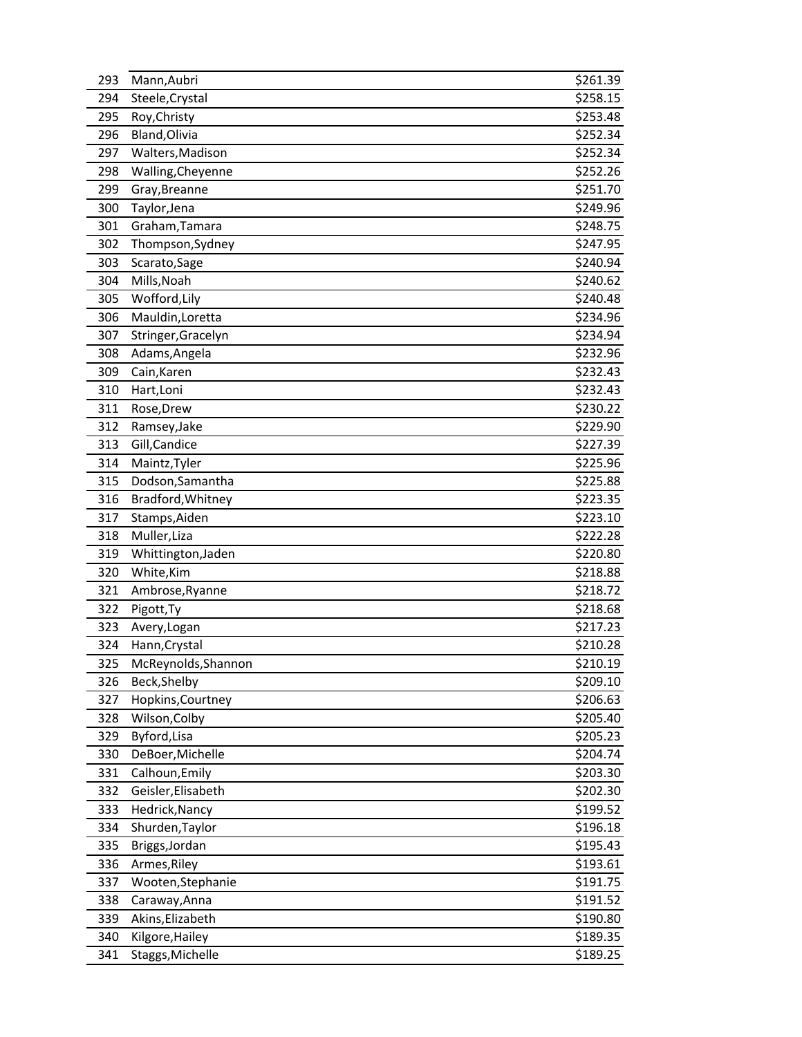| | | |
|---|---|---|
| 293 | Mann,Aubri | $261.39 |
| 294 | Steele,Crystal | $258.15 |
| 295 | Roy,Christy | $253.48 |
| 296 | Bland,Olivia | $252.34 |
| 297 | Walters,Madison | $252.34 |
| 298 | Walling,Cheyenne | $252.26 |
| 299 | Gray,Breanne | $251.70 |
| 300 | Taylor,Jena | $249.96 |
| 301 | Graham,Tamara | $248.75 |
| 302 | Thompson,Sydney | $247.95 |
| 303 | Scarato,Sage | $240.94 |
| 304 | Mills,Noah | $240.62 |
| 305 | Wofford,Lily | $240.48 |
| 306 | Mauldin,Loretta | $234.96 |
| 307 | Stringer,Gracelyn | $234.94 |
| 308 | Adams,Angela | $232.96 |
| 309 | Cain,Karen | $232.43 |
| 310 | Hart,Loni | $232.43 |
| 311 | Rose,Drew | $230.22 |
| 312 | Ramsey,Jake | $229.90 |
| 313 | Gill,Candice | $227.39 |
| 314 | Maintz,Tyler | $225.96 |
| 315 | Dodson,Samantha | $225.88 |
| 316 | Bradford,Whitney | $223.35 |
| 317 | Stamps,Aiden | $223.10 |
| 318 | Muller,Liza | $222.28 |
| 319 | Whittington,Jaden | $220.80 |
| 320 | White,Kim | $218.88 |
| 321 | Ambrose,Ryanne | $218.72 |
| 322 | Pigott,Ty | $218.68 |
| 323 | Avery,Logan | $217.23 |
| 324 | Hann,Crystal | $210.28 |
| 325 | McReynolds,Shannon | $210.19 |
| 326 | Beck,Shelby | $209.10 |
| 327 | Hopkins,Courtney | $206.63 |
| 328 | Wilson,Colby | $205.40 |
| 329 | Byford,Lisa | $205.23 |
| 330 | DeBoer,Michelle | $204.74 |
| 331 | Calhoun,Emily | $203.30 |
| 332 | Geisler,Elisabeth | $202.30 |
| 333 | Hedrick,Nancy | $199.52 |
| 334 | Shurden,Taylor | $196.18 |
| 335 | Briggs,Jordan | $195.43 |
| 336 | Armes,Riley | $193.61 |
| 337 | Wooten,Stephanie | $191.75 |
| 338 | Caraway,Anna | $191.52 |
| 339 | Akins,Elizabeth | $190.80 |
| 340 | Kilgore,Hailey | $189.35 |
| 341 | Staggs,Michelle | $189.25 |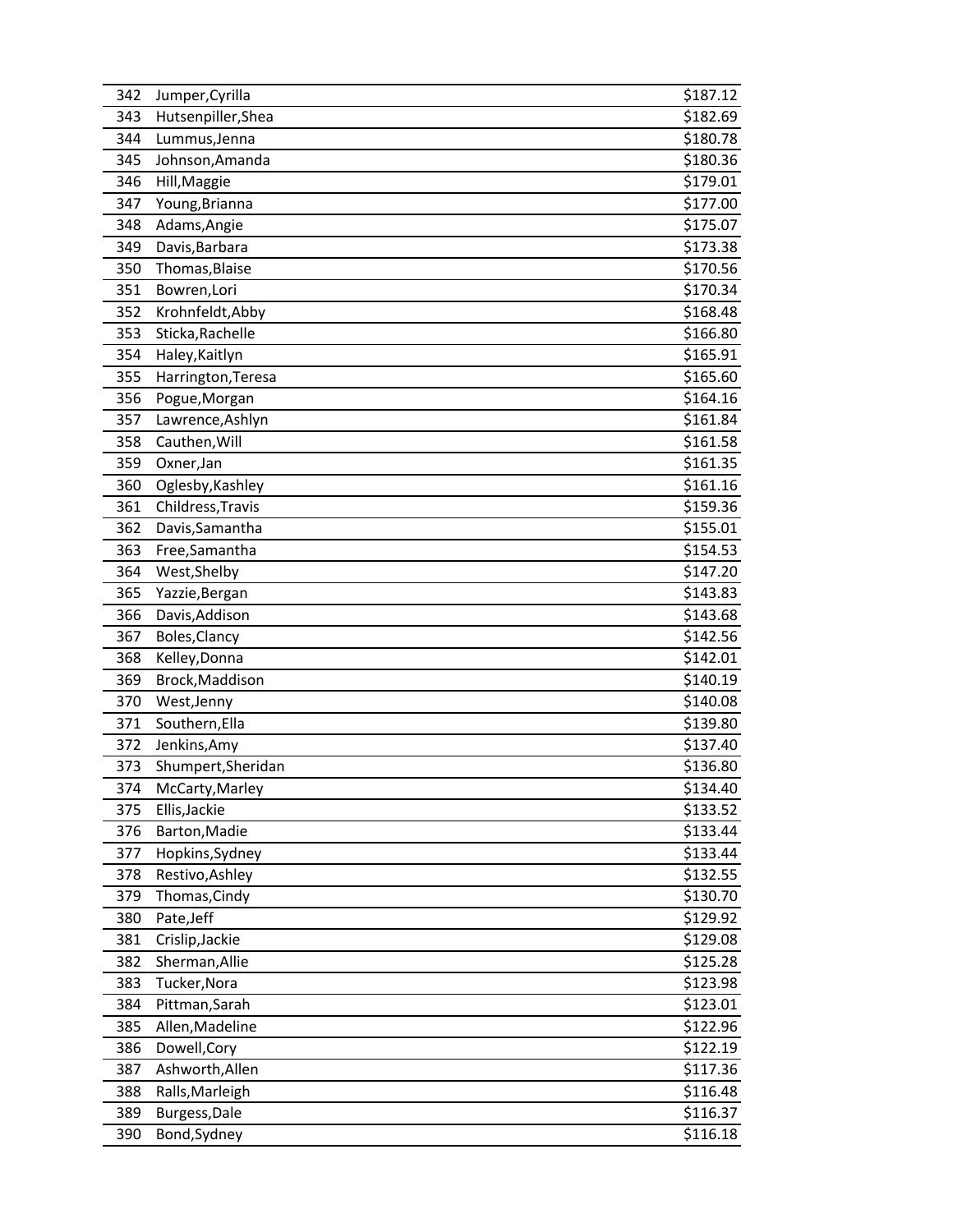| | | |
|---|---|---|
| 342 | Jumper,Cyrilla | $187.12 |
| 343 | Hutsenpiller,Shea | $182.69 |
| 344 | Lummus,Jenna | $180.78 |
| 345 | Johnson,Amanda | $180.36 |
| 346 | Hill,Maggie | $179.01 |
| 347 | Young,Brianna | $177.00 |
| 348 | Adams,Angie | $175.07 |
| 349 | Davis,Barbara | $173.38 |
| 350 | Thomas,Blaise | $170.56 |
| 351 | Bowren,Lori | $170.34 |
| 352 | Krohnfeldt,Abby | $168.48 |
| 353 | Sticka,Rachelle | $166.80 |
| 354 | Haley,Kaitlyn | $165.91 |
| 355 | Harrington,Teresa | $165.60 |
| 356 | Pogue,Morgan | $164.16 |
| 357 | Lawrence,Ashlyn | $161.84 |
| 358 | Cauthen,Will | $161.58 |
| 359 | Oxner,Jan | $161.35 |
| 360 | Oglesby,Kashley | $161.16 |
| 361 | Childress,Travis | $159.36 |
| 362 | Davis,Samantha | $155.01 |
| 363 | Free,Samantha | $154.53 |
| 364 | West,Shelby | $147.20 |
| 365 | Yazzie,Bergan | $143.83 |
| 366 | Davis,Addison | $143.68 |
| 367 | Boles,Clancy | $142.56 |
| 368 | Kelley,Donna | $142.01 |
| 369 | Brock,Maddison | $140.19 |
| 370 | West,Jenny | $140.08 |
| 371 | Southern,Ella | $139.80 |
| 372 | Jenkins,Amy | $137.40 |
| 373 | Shumpert,Sheridan | $136.80 |
| 374 | McCarty,Marley | $134.40 |
| 375 | Ellis,Jackie | $133.52 |
| 376 | Barton,Madie | $133.44 |
| 377 | Hopkins,Sydney | $133.44 |
| 378 | Restivo,Ashley | $132.55 |
| 379 | Thomas,Cindy | $130.70 |
| 380 | Pate,Jeff | $129.92 |
| 381 | Crislip,Jackie | $129.08 |
| 382 | Sherman,Allie | $125.28 |
| 383 | Tucker,Nora | $123.98 |
| 384 | Pittman,Sarah | $123.01 |
| 385 | Allen,Madeline | $122.96 |
| 386 | Dowell,Cory | $122.19 |
| 387 | Ashworth,Allen | $117.36 |
| 388 | Ralls,Marleigh | $116.48 |
| 389 | Burgess,Dale | $116.37 |
| 390 | Bond,Sydney | $116.18 |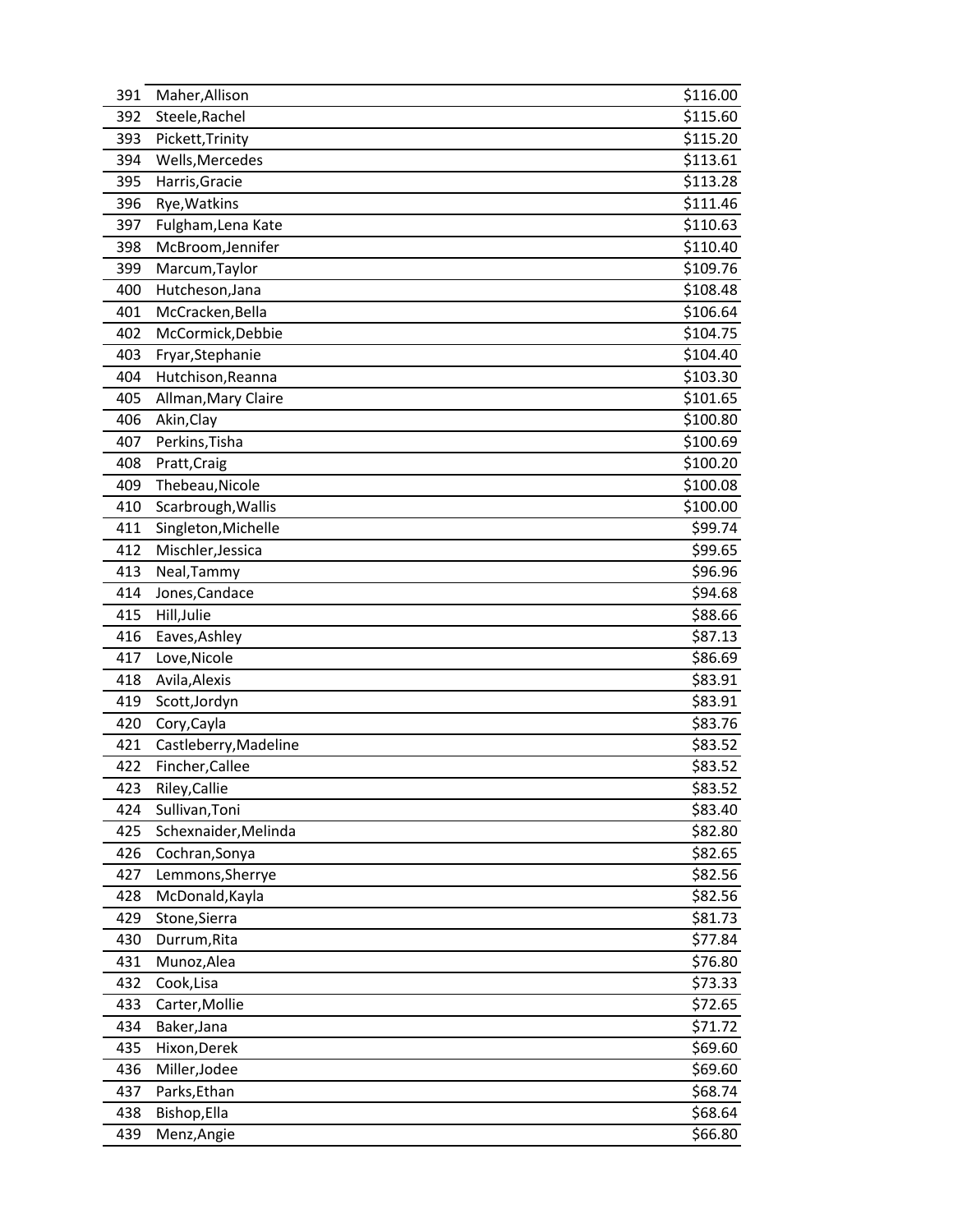| | | |
|---|---|---|
| 391 | Maher,Allison | $116.00 |
| 392 | Steele,Rachel | $115.60 |
| 393 | Pickett,Trinity | $115.20 |
| 394 | Wells,Mercedes | $113.61 |
| 395 | Harris,Gracie | $113.28 |
| 396 | Rye,Watkins | $111.46 |
| 397 | Fulgham,Lena Kate | $110.63 |
| 398 | McBroom,Jennifer | $110.40 |
| 399 | Marcum,Taylor | $109.76 |
| 400 | Hutcheson,Jana | $108.48 |
| 401 | McCracken,Bella | $106.64 |
| 402 | McCormick,Debbie | $104.75 |
| 403 | Fryar,Stephanie | $104.40 |
| 404 | Hutchison,Reanna | $103.30 |
| 405 | Allman,Mary Claire | $101.65 |
| 406 | Akin,Clay | $100.80 |
| 407 | Perkins,Tisha | $100.69 |
| 408 | Pratt,Craig | $100.20 |
| 409 | Thebeau,Nicole | $100.08 |
| 410 | Scarbrough,Wallis | $100.00 |
| 411 | Singleton,Michelle | $99.74 |
| 412 | Mischler,Jessica | $99.65 |
| 413 | Neal,Tammy | $96.96 |
| 414 | Jones,Candace | $94.68 |
| 415 | Hill,Julie | $88.66 |
| 416 | Eaves,Ashley | $87.13 |
| 417 | Love,Nicole | $86.69 |
| 418 | Avila,Alexis | $83.91 |
| 419 | Scott,Jordyn | $83.91 |
| 420 | Cory,Cayla | $83.76 |
| 421 | Castleberry,Madeline | $83.52 |
| 422 | Fincher,Callee | $83.52 |
| 423 | Riley,Callie | $83.52 |
| 424 | Sullivan,Toni | $83.40 |
| 425 | Schexnaider,Melinda | $82.80 |
| 426 | Cochran,Sonya | $82.65 |
| 427 | Lemmons,Sherrye | $82.56 |
| 428 | McDonald,Kayla | $82.56 |
| 429 | Stone,Sierra | $81.73 |
| 430 | Durrum,Rita | $77.84 |
| 431 | Munoz,Alea | $76.80 |
| 432 | Cook,Lisa | $73.33 |
| 433 | Carter,Mollie | $72.65 |
| 434 | Baker,Jana | $71.72 |
| 435 | Hixon,Derek | $69.60 |
| 436 | Miller,Jodee | $69.60 |
| 437 | Parks,Ethan | $68.74 |
| 438 | Bishop,Ella | $68.64 |
| 439 | Menz,Angie | $66.80 |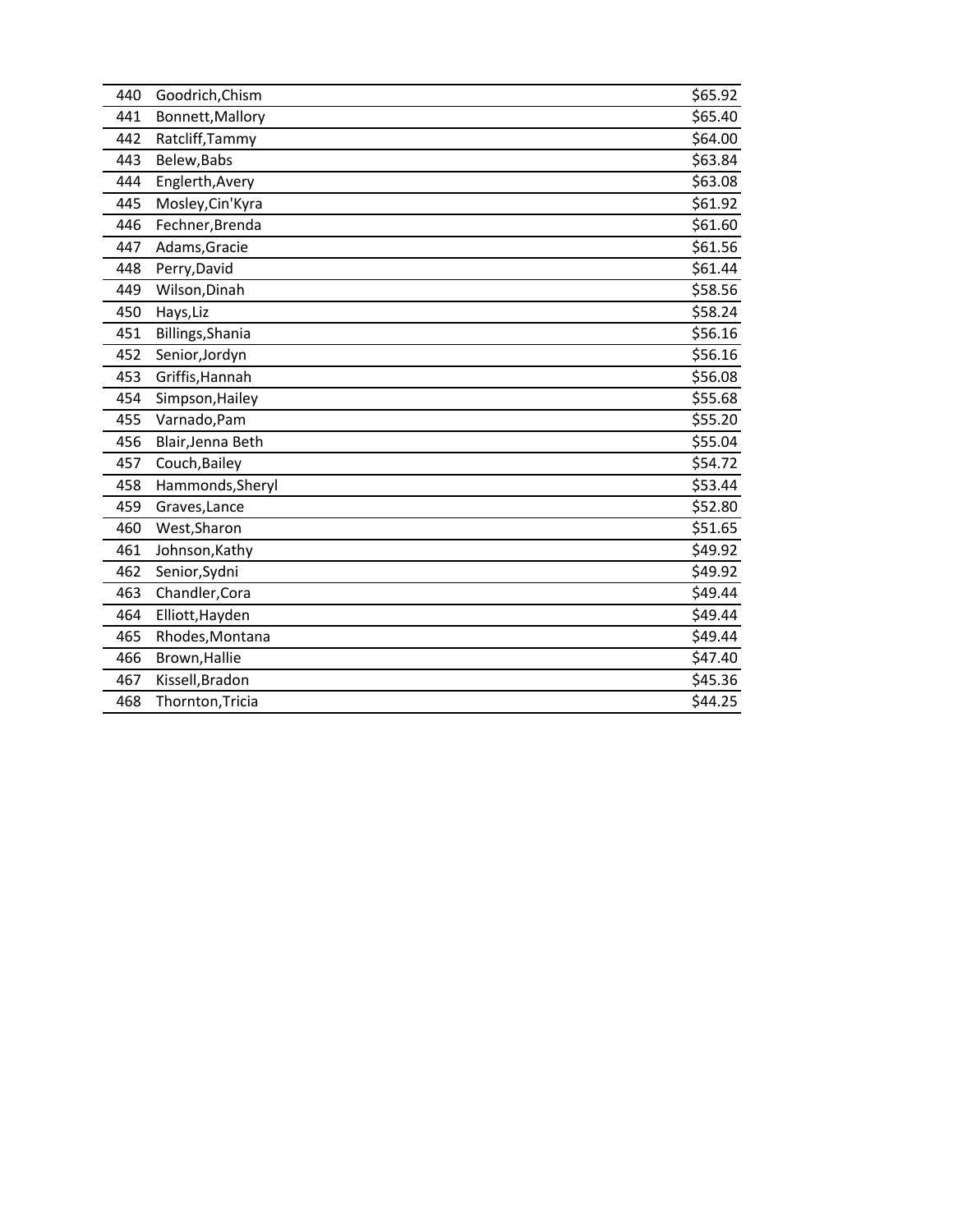|  |  |  |
|---|---|---|
| 440 | Goodrich,Chism | $65.92 |
| 441 | Bonnett,Mallory | $65.40 |
| 442 | Ratcliff,Tammy | $64.00 |
| 443 | Belew,Babs | $63.84 |
| 444 | Englerth,Avery | $63.08 |
| 445 | Mosley,Cin'Kyra | $61.92 |
| 446 | Fechner,Brenda | $61.60 |
| 447 | Adams,Gracie | $61.56 |
| 448 | Perry,David | $61.44 |
| 449 | Wilson,Dinah | $58.56 |
| 450 | Hays,Liz | $58.24 |
| 451 | Billings,Shania | $56.16 |
| 452 | Senior,Jordyn | $56.16 |
| 453 | Griffis,Hannah | $56.08 |
| 454 | Simpson,Hailey | $55.68 |
| 455 | Varnado,Pam | $55.20 |
| 456 | Blair,Jenna Beth | $55.04 |
| 457 | Couch,Bailey | $54.72 |
| 458 | Hammonds,Sheryl | $53.44 |
| 459 | Graves,Lance | $52.80 |
| 460 | West,Sharon | $51.65 |
| 461 | Johnson,Kathy | $49.92 |
| 462 | Senior,Sydni | $49.92 |
| 463 | Chandler,Cora | $49.44 |
| 464 | Elliott,Hayden | $49.44 |
| 465 | Rhodes,Montana | $49.44 |
| 466 | Brown,Hallie | $47.40 |
| 467 | Kissell,Bradon | $45.36 |
| 468 | Thornton,Tricia | $44.25 |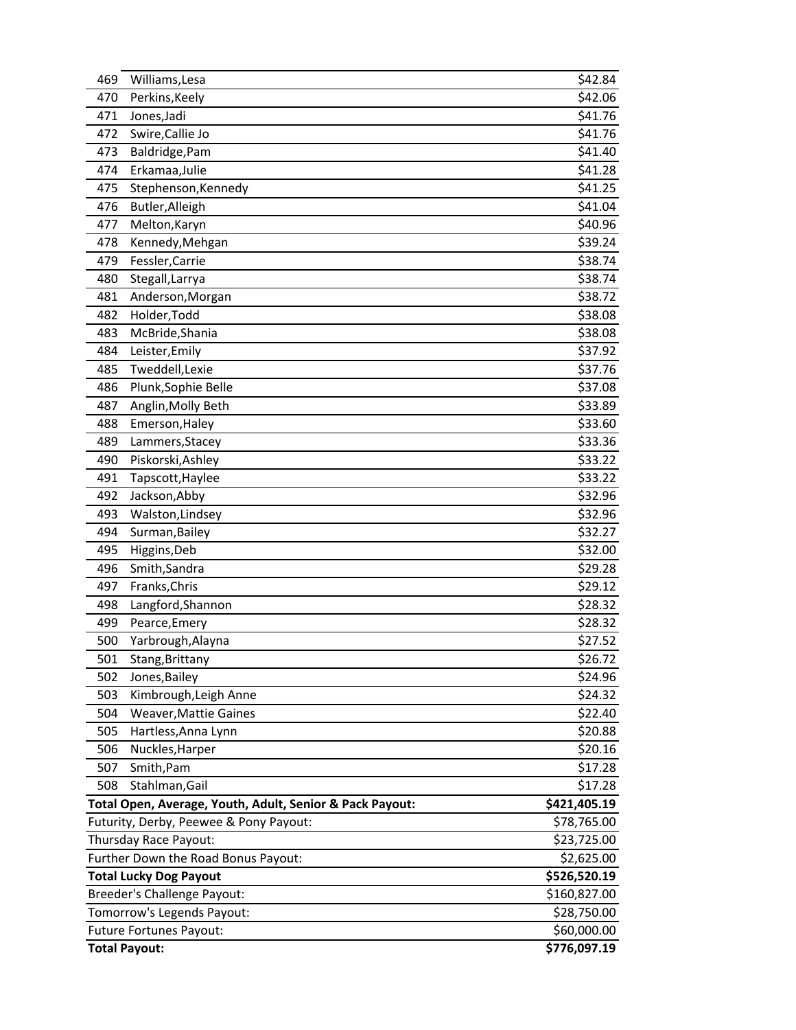| | | |
|---|---|---|
| 469 | Williams,Lesa | $42.84 |
| 470 | Perkins,Keely | $42.06 |
| 471 | Jones,Jadi | $41.76 |
| 472 | Swire,Callie Jo | $41.76 |
| 473 | Baldridge,Pam | $41.40 |
| 474 | Erkamaa,Julie | $41.28 |
| 475 | Stephenson,Kennedy | $41.25 |
| 476 | Butler,Alleigh | $41.04 |
| 477 | Melton,Karyn | $40.96 |
| 478 | Kennedy,Mehgan | $39.24 |
| 479 | Fessler,Carrie | $38.74 |
| 480 | Stegall,Larrya | $38.74 |
| 481 | Anderson,Morgan | $38.72 |
| 482 | Holder,Todd | $38.08 |
| 483 | McBride,Shania | $38.08 |
| 484 | Leister,Emily | $37.92 |
| 485 | Tweddell,Lexie | $37.76 |
| 486 | Plunk,Sophie Belle | $37.08 |
| 487 | Anglin,Molly Beth | $33.89 |
| 488 | Emerson,Haley | $33.60 |
| 489 | Lammers,Stacey | $33.36 |
| 490 | Piskorski,Ashley | $33.22 |
| 491 | Tapscott,Haylee | $33.22 |
| 492 | Jackson,Abby | $32.96 |
| 493 | Walston,Lindsey | $32.96 |
| 494 | Surman,Bailey | $32.27 |
| 495 | Higgins,Deb | $32.00 |
| 496 | Smith,Sandra | $29.28 |
| 497 | Franks,Chris | $29.12 |
| 498 | Langford,Shannon | $28.32 |
| 499 | Pearce,Emery | $28.32 |
| 500 | Yarbrough,Alayna | $27.52 |
| 501 | Stang,Brittany | $26.72 |
| 502 | Jones,Bailey | $24.96 |
| 503 | Kimbrough,Leigh Anne | $24.32 |
| 504 | Weaver,Mattie Gaines | $22.40 |
| 505 | Hartless,Anna Lynn | $20.88 |
| 506 | Nuckles,Harper | $20.16 |
| 507 | Smith,Pam | $17.28 |
| 508 | Stahlman,Gail | $17.28 |
| **Total Open, Average, Youth, Adult, Senior & Pack Payout:** | | **$421,405.19** |
| Futurity, Derby, Peewee & Pony Payout: | | $78,765.00 |
| Thursday Race Payout: | | $23,725.00 |
| Further Down the Road Bonus Payout: | | $2,625.00 |
| **Total Lucky Dog Payout** | | **$526,520.19** |
| Breeder's Challenge Payout: | | $160,827.00 |
| Tomorrow's Legends Payout: | | $28,750.00 |
| Future Fortunes Payout: | | $60,000.00 |
| **Total Payout:** | | **$776,097.19** |